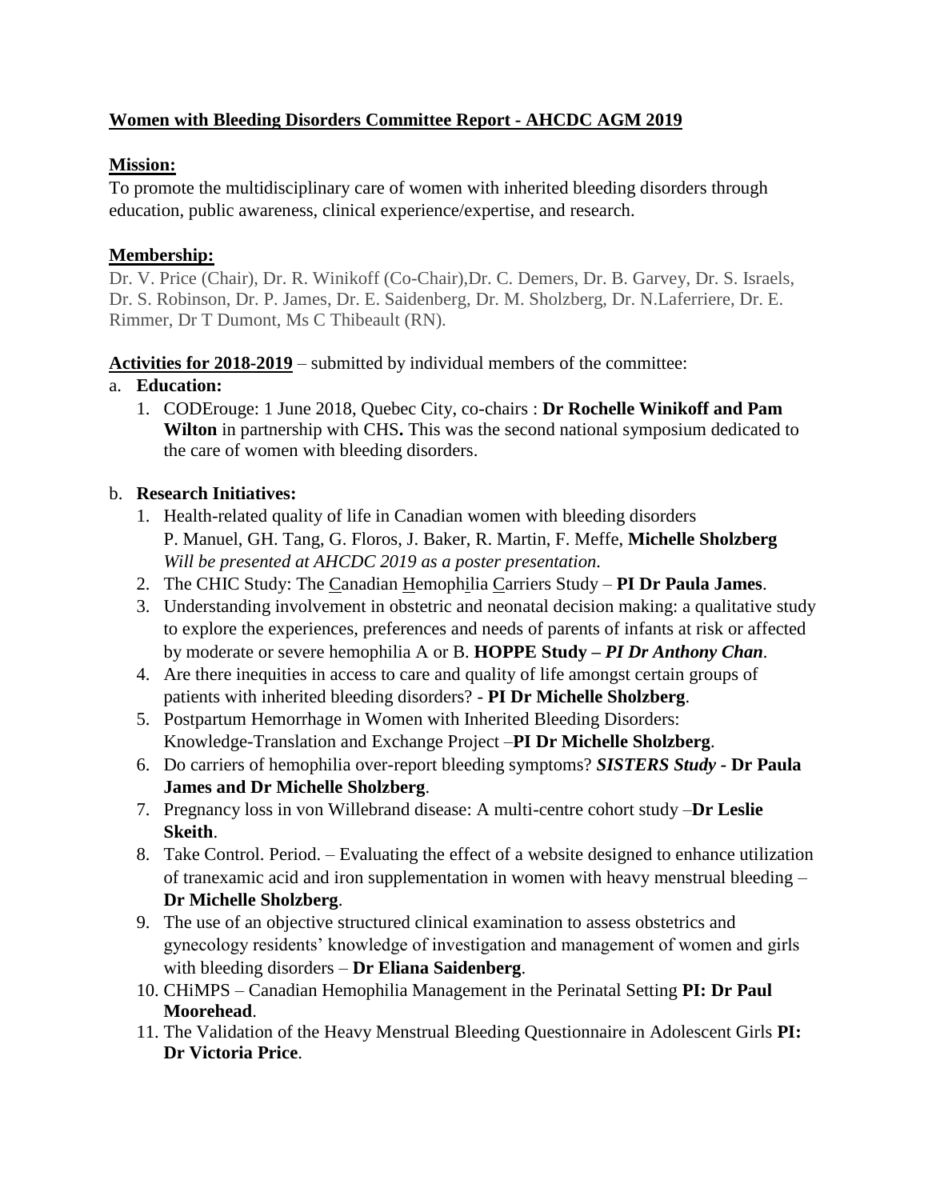# **Women with Bleeding Disorders Committee Report - AHCDC AGM 2019**

## **Mission:**

To promote the multidisciplinary care of women with inherited bleeding disorders through education, public awareness, clinical experience/expertise, and research.

## **Membership:**

Dr. V. Price (Chair), Dr. R. Winikoff (Co-Chair),Dr. C. Demers, Dr. B. Garvey, Dr. S. Israels, Dr. S. Robinson, Dr. P. James, Dr. E. Saidenberg, Dr. M. Sholzberg, Dr. N.Laferriere, Dr. E. Rimmer, Dr T Dumont, Ms C Thibeault (RN).

**Activities for 2018-2019** – submitted by individual members of the committee:

a. **Education:**

1. CODErouge: 1 June 2018, Quebec City, co-chairs : **Dr Rochelle Winikoff and Pam Wilton** in partnership with CHS**.** This was the second national symposium dedicated to the care of women with bleeding disorders.

b. **Research Initiatives:**

1. Health-related quality of life in Canadian women with bleeding disorders P. Manuel, GH. Tang, G. Floros, J. Baker, R. Martin, F. Meffe, **Michelle Sholzberg** *Will be presented at AHCDC 2019 as a poster presentation.*
2. The CHIC Study: The Canadian Hemophilia Carriers Study – **PI Dr Paula James**.
3. Understanding involvement in obstetric and neonatal decision making: a qualitative study to explore the experiences, preferences and needs of parents of infants at risk or affected by moderate or severe hemophilia A or B. **HOPPE Study –** ***PI Dr Anthony Chan***.
4. Are there inequities in access to care and quality of life amongst certain groups of patients with inherited bleeding disorders? - **PI Dr Michelle Sholzberg**.
5. Postpartum Hemorrhage in Women with Inherited Bleeding Disorders: Knowledge-Translation and Exchange Project –**PI Dr Michelle Sholzberg**.
6. Do carriers of hemophilia over-report bleeding symptoms? ***SISTERS Study*** **- Dr Paula James and Dr Michelle Sholzberg**.
7. Pregnancy loss in von Willebrand disease: A multi-centre cohort study –**Dr Leslie Skeith**.
8. Take Control. Period. – Evaluating the effect of a website designed to enhance utilization of tranexamic acid and iron supplementation in women with heavy menstrual bleeding – **Dr Michelle Sholzberg**.
9. The use of an objective structured clinical examination to assess obstetrics and gynecology residents' knowledge of investigation and management of women and girls with bleeding disorders – **Dr Eliana Saidenberg**.
10. CHiMPS – Canadian Hemophilia Management in the Perinatal Setting **PI: Dr Paul Moorehead**.
11. The Validation of the Heavy Menstrual Bleeding Questionnaire in Adolescent Girls **PI: Dr Victoria Price**.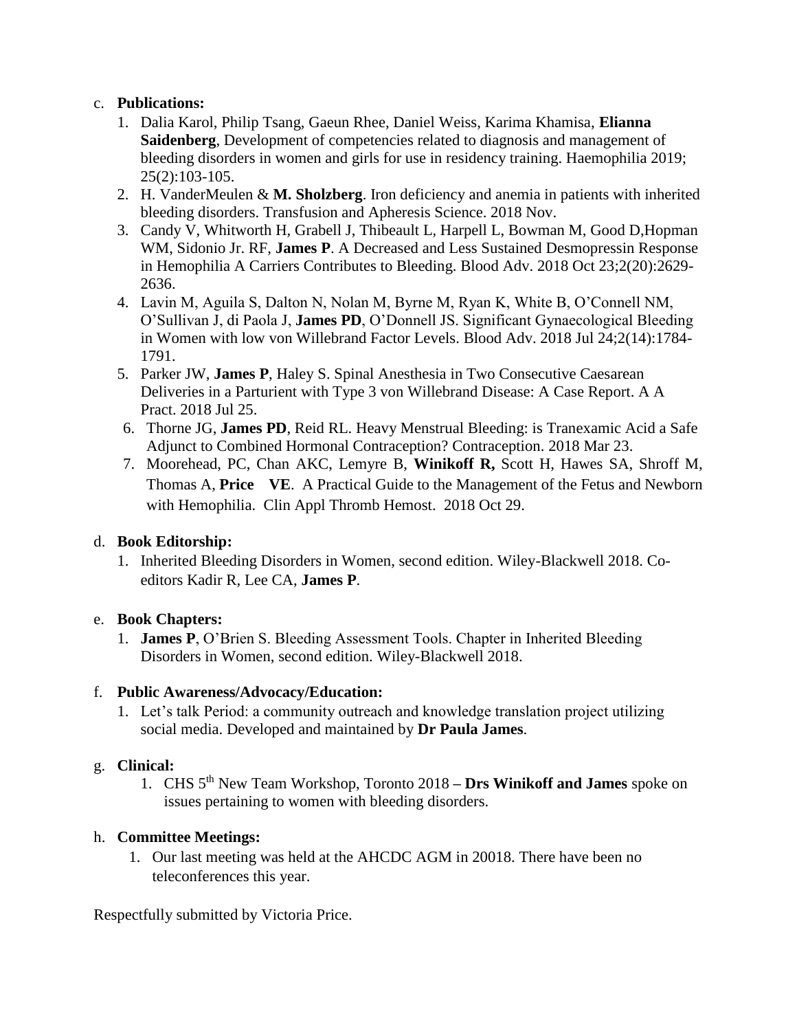c. **Publications:**

1. Dalia Karol, Philip Tsang, Gaeun Rhee, Daniel Weiss, Karima Khamisa, **Elianna Saidenberg**, Development of competencies related to diagnosis and management of bleeding disorders in women and girls for use in residency training. Haemophilia 2019; 25(2):103-105.
2. H. VanderMeulen & **M. Sholzberg**. Iron deficiency and anemia in patients with inherited bleeding disorders. Transfusion and Apheresis Science. 2018 Nov.
3. Candy V, Whitworth H, Grabell J, Thibeault L, Harpell L, Bowman M, Good D,Hopman WM, Sidonio Jr. RF, **James P**. A Decreased and Less Sustained Desmopressin Response in Hemophilia A Carriers Contributes to Bleeding. Blood Adv. 2018 Oct 23;2(20):2629-2636.
4. Lavin M, Aguila S, Dalton N, Nolan M, Byrne M, Ryan K, White B, O'Connell NM, O'Sullivan J, di Paola J, **James PD**, O'Donnell JS. Significant Gynaecological Bleeding in Women with low von Willebrand Factor Levels. Blood Adv. 2018 Jul 24;2(14):1784-1791.
5. Parker JW, **James P**, Haley S. Spinal Anesthesia in Two Consecutive Caesarean Deliveries in a Parturient with Type 3 von Willebrand Disease: A Case Report. A A Pract. 2018 Jul 25.
6. Thorne JG, **James PD**, Reid RL. Heavy Menstrual Bleeding: is Tranexamic Acid a Safe Adjunct to Combined Hormonal Contraception? Contraception. 2018 Mar 23.
7. Moorehead, PC, Chan AKC, Lemyre B, **Winikoff R,** Scott H, Hawes SA, Shroff M, Thomas A, **Price VE**. A Practical Guide to the Management of the Fetus and Newborn with Hemophilia. Clin Appl Thromb Hemost. 2018 Oct 29.

d. **Book Editorship:**

1. Inherited Bleeding Disorders in Women, second edition. Wiley-Blackwell 2018. Co-editors Kadir R, Lee CA, **James P**.

e. **Book Chapters:**

1. **James P**, O'Brien S. Bleeding Assessment Tools. Chapter in Inherited Bleeding Disorders in Women, second edition. Wiley-Blackwell 2018.

f. **Public Awareness/Advocacy/Education:**

1. Let's talk Period: a community outreach and knowledge translation project utilizing social media. Developed and maintained by **Dr Paula James**.

g. **Clinical:**

1. CHS 5th New Team Workshop, Toronto 2018 **– Drs Winikoff and James** spoke on issues pertaining to women with bleeding disorders.

h. **Committee Meetings:**

1. Our last meeting was held at the AHCDC AGM in 20018. There have been no teleconferences this year.

Respectfully submitted by Victoria Price.